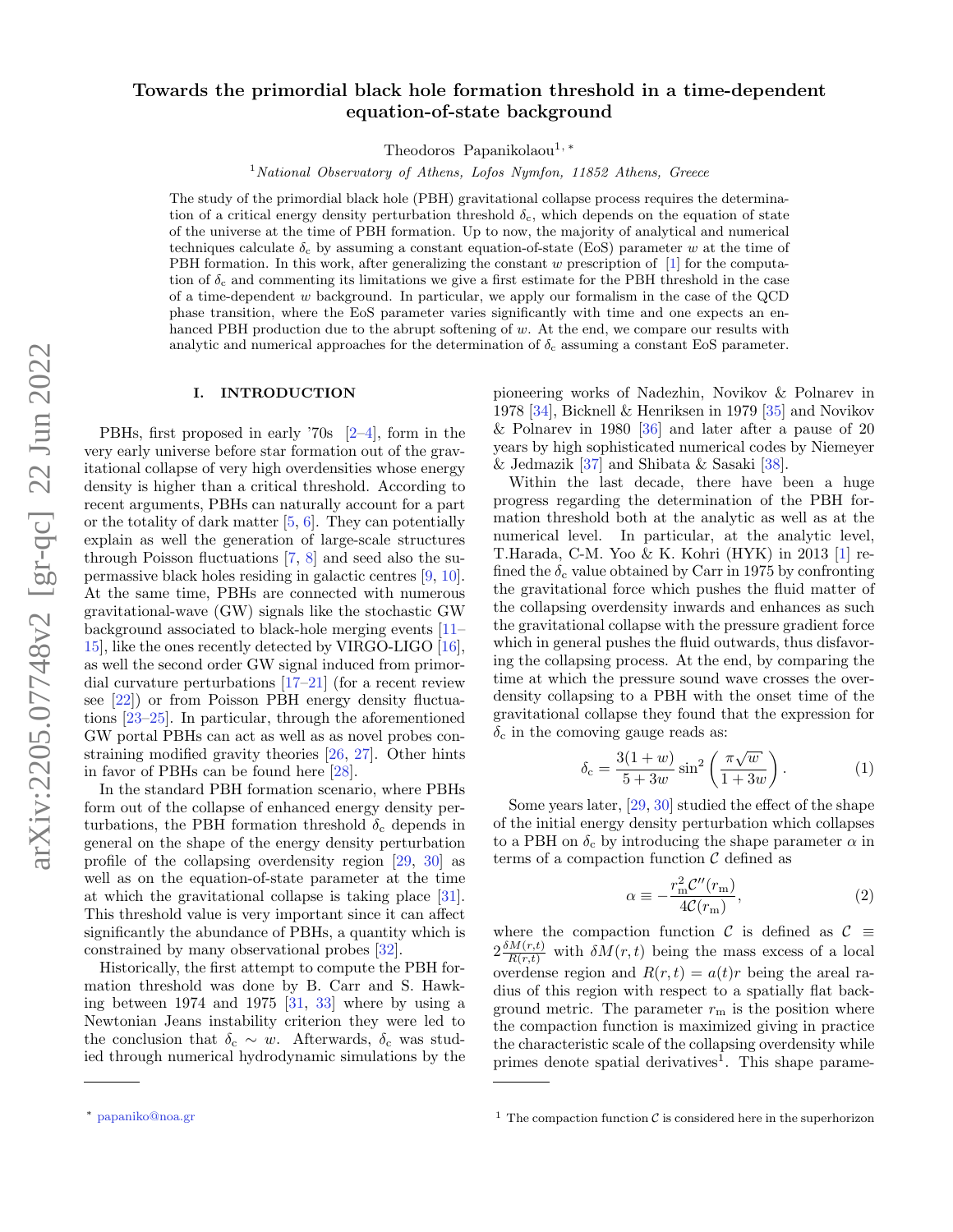# Towards the primordial black hole formation threshold in a time-dependent equation-of-state background

Theodoros Papanikolaou[1, *]

[1] *National Observatory of Athens, Lofos Nymfon, 11852 Athens, Greece*

The study of the primordial black hole (PBH) gravitational collapse process requires the determination of a critical energy density perturbation threshold $\delta_\mathrm{c}$, which depends on the equation of state of the universe at the time of PBH formation. Up to now, the majority of analytical and numerical techniques calculate $\delta_\mathrm{c}$ by assuming a constant equation-of-state (EoS) parameter $w$ at the time of PBH formation. In this work, after generalizing the constant $w$ prescription of [1] for the computation of $\delta_\mathrm{c}$ and commenting its limitations we give a first estimate for the PBH threshold in the case of a time-dependent $w$ background. In particular, we apply our formalism in the case of the QCD phase transition, where the EoS parameter varies significantly with time and one expects an enhanced PBH production due to the abrupt softening of $w$. At the end, we compare our results with analytic and numerical approaches for the determination of $\delta_\mathrm{c}$ assuming a constant EoS parameter.

## I. INTRODUCTION

PBHs, first proposed in early '70s [2–4], form in the very early universe before star formation out of the gravitational collapse of very high overdensities whose energy density is higher than a critical threshold. According to recent arguments, PBHs can naturally account for a part or the totality of dark matter [5, 6]. They can potentially explain as well the generation of large-scale structures through Poisson fluctuations [7, 8] and seed also the supermassive black holes residing in galactic centres [9, 10]. At the same time, PBHs are connected with numerous gravitational-wave (GW) signals like the stochastic GW background associated to black-hole merging events [11–15], like the ones recently detected by VIRGO-LIGO [16], as well the second order GW signal induced from primordial curvature perturbations [17–21] (for a recent review see [22]) or from Poisson PBH energy density fluctuations [23–25]. In particular, through the aforementioned GW portal PBHs can act as well as as novel probes constraining modified gravity theories [26, 27]. Other hints in favor of PBHs can be found here [28].

In the standard PBH formation scenario, where PBHs form out of the collapse of enhanced energy density perturbations, the PBH formation threshold $\delta_\mathrm{c}$ depends in general on the shape of the energy density perturbation profile of the collapsing overdensity region [29, 30] as well as on the equation-of-state parameter at the time at which the gravitational collapse is taking place [31]. This threshold value is very important since it can affect significantly the abundance of PBHs, a quantity which is constrained by many observational probes [32].

Historically, the first attempt to compute the PBH formation threshold was done by B. Carr and S. Hawking between 1974 and 1975 [31, 33] where by using a Newtonian Jeans instability criterion they were led to the conclusion that $\delta_\mathrm{c} \sim w$. Afterwards, $\delta_\mathrm{c}$ was studied through numerical hydrodynamic simulations by the pioneering works of Nadezhin, Novikov & Polnarev in 1978 [34], Bicknell & Henriksen in 1979 [35] and Novikov & Polnarev in 1980 [36] and later after a pause of 20 years by high sophisticated numerical codes by Niemeyer & Jedmazik [37] and Shibata & Sasaki [38].

Within the last decade, there have been a huge progress regarding the determination of the PBH formation threshold both at the analytic as well as at the numerical level. In particular, at the analytic level, T.Harada, C-M. Yoo & K. Kohri (HYK) in 2013 [1] refined the $\delta_\mathrm{c}$ value obtained by Carr in 1975 by confronting the gravitational force which pushes the fluid matter of the collapsing overdensity inwards and enhances as such the gravitational collapse with the pressure gradient force which in general pushes the fluid outwards, thus disfavoring the collapsing process. At the end, by comparing the time at which the pressure sound wave crosses the overdensity collapsing to a PBH with the onset time of the gravitational collapse they found that the expression for $\delta_\mathrm{c}$ in the comoving gauge reads as:

$$\delta_\mathrm{c} = \frac{3(1+w)}{5+3w}\sin^2\left(\frac{\pi\sqrt{w}}{1+3w}\right). \tag{1}$$

Some years later, [29, 30] studied the effect of the shape of the initial energy density perturbation which collapses to a PBH on $\delta_\mathrm{c}$ by introducing the shape parameter $\alpha$ in terms of a compaction function $\mathcal{C}$ defined as

$$\alpha \equiv -\frac{r_\mathrm{m}^2\mathcal{C}''(r_\mathrm{m})}{4\mathcal{C}(r_\mathrm{m})}, \tag{2}$$

where the compaction function $\mathcal{C}$ is defined as $\mathcal{C} \equiv 2\frac{\delta M(r,t)}{R(r,t)}$ with $\delta M(r,t)$ being the mass excess of a local overdense region and $R(r,t) = a(t)r$ being the areal radius of this region with respect to a spatially flat background metric. The parameter $r_\mathrm{m}$ is the position where the compaction function is maximized giving in practice the characteristic scale of the collapsing overdensity while primes denote spatial derivatives[1]. This shape parame-

* papaniko@noa.gr

[1] The compaction function $\mathcal{C}$ is considered here in the superhorizon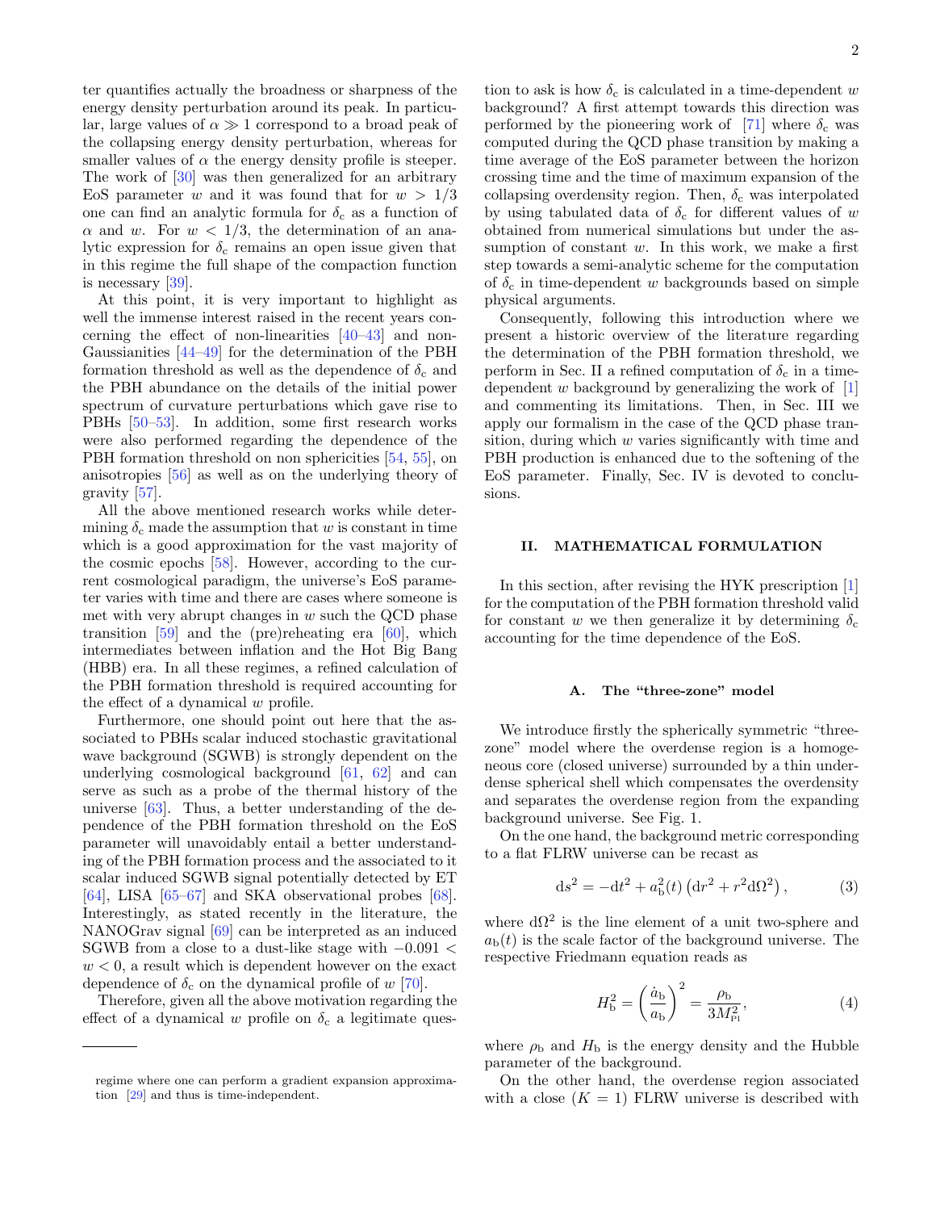ter quantifies actually the broadness or sharpness of the energy density perturbation around its peak. In particular, large values of $\alpha \gg 1$ correspond to a broad peak of the collapsing energy density perturbation, whereas for smaller values of $\alpha$ the energy density profile is steeper. The work of [30] was then generalized for an arbitrary EoS parameter $w$ and it was found that for $w > 1/3$ one can find an analytic formula for $\delta_\mathrm{c}$ as a function of $\alpha$ and $w$. For $w < 1/3$, the determination of an analytic expression for $\delta_\mathrm{c}$ remains an open issue given that in this regime the full shape of the compaction function is necessary [39].

At this point, it is very important to highlight as well the immense interest raised in the recent years concerning the effect of non-linearities [40–43] and non-Gaussianities [44–49] for the determination of the PBH formation threshold as well as the dependence of $\delta_\mathrm{c}$ and the PBH abundance on the details of the initial power spectrum of curvature perturbations which gave rise to PBHs [50–53]. In addition, some first research works were also performed regarding the dependence of the PBH formation threshold on non sphericities [54, 55], on anisotropies [56] as well as on the underlying theory of gravity [57].

All the above mentioned research works while determining $\delta_\mathrm{c}$ made the assumption that $w$ is constant in time which is a good approximation for the vast majority of the cosmic epochs [58]. However, according to the current cosmological paradigm, the universe's EoS parameter varies with time and there are cases where someone is met with very abrupt changes in $w$ such the QCD phase transition [59] and the (pre)reheating era [60], which intermediates between inflation and the Hot Big Bang (HBB) era. In all these regimes, a refined calculation of the PBH formation threshold is required accounting for the effect of a dynamical $w$ profile.

Furthermore, one should point out here that the associated to PBHs scalar induced stochastic gravitational wave background (SGWB) is strongly dependent on the underlying cosmological background [61, 62] and can serve as such as a probe of the thermal history of the universe [63]. Thus, a better understanding of the dependence of the PBH formation threshold on the EoS parameter will unavoidably entail a better understanding of the PBH formation process and the associated to it scalar induced SGWB signal potentially detected by ET [64], LISA [65–67] and SKA observational probes [68]. Interestingly, as stated recently in the literature, the NANOGrav signal [69] can be interpreted as an induced SGWB from a close to a dust-like stage with $-0.091 < w < 0$, a result which is dependent however on the exact dependence of $\delta_\mathrm{c}$ on the dynamical profile of $w$ [70].

Therefore, given all the above motivation regarding the effect of a dynamical $w$ profile on $\delta_\mathrm{c}$ a legitimate question to ask is how $\delta_\mathrm{c}$ is calculated in a time-dependent $w$ background? A first attempt towards this direction was performed by the pioneering work of [71] where $\delta_\mathrm{c}$ was computed during the QCD phase transition by making a time average of the EoS parameter between the horizon crossing time and the time of maximum expansion of the collapsing overdensity region. Then, $\delta_\mathrm{c}$ was interpolated by using tabulated data of $\delta_\mathrm{c}$ for different values of $w$ obtained from numerical simulations but under the assumption of constant $w$. In this work, we make a first step towards a semi-analytic scheme for the computation of $\delta_\mathrm{c}$ in time-dependent $w$ backgrounds based on simple physical arguments.

Consequently, following this introduction where we present a historic overview of the literature regarding the determination of the PBH formation threshold, we perform in Sec. II a refined computation of $\delta_\mathrm{c}$ in a time-dependent $w$ background by generalizing the work of [1] and commenting its limitations. Then, in Sec. III we apply our formalism in the case of the QCD phase transition, during which $w$ varies significantly with time and PBH production is enhanced due to the softening of the EoS parameter. Finally, Sec. IV is devoted to conclusions.

## II. MATHEMATICAL FORMULATION

In this section, after revising the HYK prescription [1] for the computation of the PBH formation threshold valid for constant $w$ we then generalize it by determining $\delta_\mathrm{c}$ accounting for the time dependence of the EoS.

### A. The "three-zone" model

We introduce firstly the spherically symmetric "three-zone" model where the overdense region is a homogeneous core (closed universe) surrounded by a thin underdense spherical shell which compensates the overdensity and separates the overdense region from the expanding background universe. See Fig. 1.

On the one hand, the background metric corresponding to a flat FLRW universe can be recast as

$$\mathrm{d}s^2 = -\mathrm{d}t^2 + a_\mathrm{b}^2(t)\left(\mathrm{d}r^2 + r^2\mathrm{d}\Omega^2\right), \tag{3}$$

where $\mathrm{d}\Omega^2$ is the line element of a unit two-sphere and $a_\mathrm{b}(t)$ is the scale factor of the background universe. The respective Friedmann equation reads as

$$H_\mathrm{b}^2 = \left(\frac{\dot{a}_\mathrm{b}}{a_\mathrm{b}}\right)^2 = \frac{\rho_\mathrm{b}}{3M_\mathrm{Pl}^2}, \tag{4}$$

where $\rho_\mathrm{b}$ and $H_\mathrm{b}$ is the energy density and the Hubble parameter of the background.

On the other hand, the overdense region associated with a close ($K = 1$) FLRW universe is described with

---

regime where one can perform a gradient expansion approximation [29] and thus is time-independent.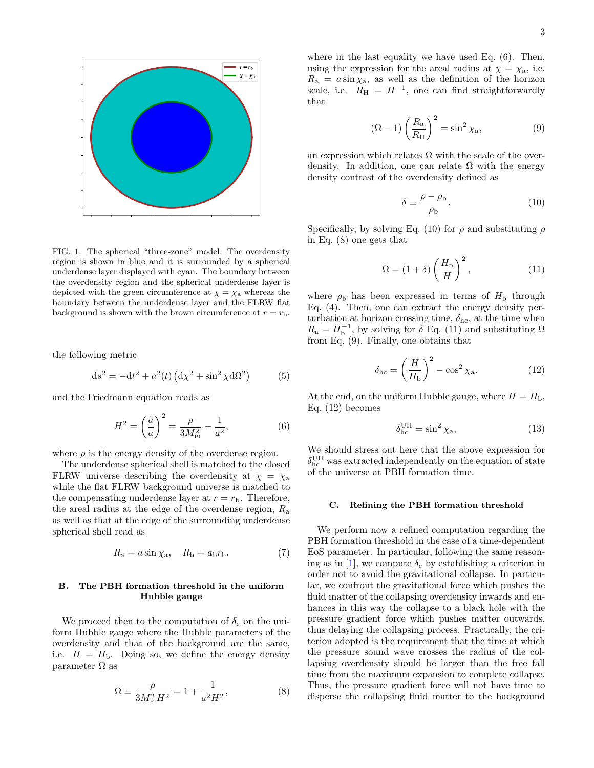FIG. 1. The spherical "three-zone" model: The overdensity region is shown in blue and it is surrounded by a spherical underdense layer displayed with cyan. The boundary between the overdensity region and the spherical underdense layer is depicted with the green circumference at $\chi = \chi_\mathrm{a}$ whereas the boundary between the underdense layer and the FLRW flat background is shown with the brown circumference at $r = r_\mathrm{b}$.

the following metric

$$\mathrm{d}s^2 = -\mathrm{d}t^2 + a^2(t)\left(\mathrm{d}\chi^2 + \sin^2\chi \mathrm{d}\Omega^2\right) \tag{5}$$

and the Friedmann equation reads as

$$H^2 = \left(\frac{\dot{a}}{a}\right)^2 = \frac{\rho}{3M_\mathrm{Pl}^2} - \frac{1}{a^2}, \tag{6}$$

where $\rho$ is the energy density of the overdense region.

The underdense spherical shell is matched to the closed FLRW universe describing the overdensity at $\chi = \chi_\mathrm{a}$ while the flat FLRW background universe is matched to the compensating underdense layer at $r = r_\mathrm{b}$. Therefore, the areal radius at the edge of the overdense region, $R_\mathrm{a}$ as well as that at the edge of the surrounding underdense spherical shell read as

$$R_\mathrm{a} = a\sin\chi_\mathrm{a}, \quad R_\mathrm{b} = a_\mathrm{b} r_\mathrm{b}. \tag{7}$$

### B. The PBH formation threshold in the uniform Hubble gauge

We proceed then to the computation of $\delta_\mathrm{c}$ on the uniform Hubble gauge where the Hubble parameters of the overdensity and that of the background are the same, i.e. $H = H_\mathrm{b}$. Doing so, we define the energy density parameter $\Omega$ as

$$\Omega \equiv \frac{\rho}{3M_\mathrm{Pl}^2 H^2} = 1 + \frac{1}{a^2H^2}, \tag{8}$$

where in the last equality we have used Eq. (6). Then, using the expression for the areal radius at $\chi = \chi_\mathrm{a}$, i.e. $R_\mathrm{a} = a\sin\chi_\mathrm{a}$, as well as the definition of the horizon scale, i.e. $R_\mathrm{H} = H^{-1}$, one can find straightforwardly that

$$(\Omega - 1)\left(\frac{R_\mathrm{a}}{R_\mathrm{H}}\right)^2 = \sin^2\chi_\mathrm{a}, \tag{9}$$

an expression which relates $\Omega$ with the scale of the overdensity. In addition, one can relate $\Omega$ with the energy density contrast of the overdensity defined as

$$\delta \equiv \frac{\rho - \rho_\mathrm{b}}{\rho_\mathrm{b}}. \tag{10}$$

Specifically, by solving Eq. (10) for $\rho$ and substituting $\rho$ in Eq. (8) one gets that

$$\Omega = (1+\delta)\left(\frac{H_\mathrm{b}}{H}\right)^2, \tag{11}$$

where $\rho_\mathrm{b}$ has been expressed in terms of $H_\mathrm{b}$ through Eq. (4). Then, one can extract the energy density perturbation at horizon crossing time, $\delta_\mathrm{hc}$, at the time when $R_\mathrm{a} = H_\mathrm{b}^{-1}$, by solving for $\delta$ Eq. (11) and substituting $\Omega$ from Eq. (9). Finally, one obtains that

$$\delta_\mathrm{hc} = \left(\frac{H}{H_\mathrm{b}}\right)^2 - \cos^2\chi_\mathrm{a}. \tag{12}$$

At the end, on the uniform Hubble gauge, where $H = H_\mathrm{b}$, Eq. (12) becomes

$$\delta_\mathrm{hc}^\mathrm{UH} = \sin^2\chi_\mathrm{a}, \tag{13}$$

We should stress out here that the above expression for $\delta_\mathrm{hc}^\mathrm{UH}$ was extracted independently on the equation of state of the universe at PBH formation time.

### C. Refining the PBH formation threshold

We perform now a refined computation regarding the PBH formation threshold in the case of a time-dependent EoS parameter. In particular, following the same reasoning as in [1], we compute $\delta_\mathrm{c}$ by establishing a criterion in order not to avoid the gravitational collapse. In particular, we confront the gravitational force which pushes the fluid matter of the collapsing overdensity inwards and enhances in this way the collapse to a black hole with the pressure gradient force which pushes matter outwards, thus delaying the collapsing process. Practically, the criterion adopted is the requirement that the time at which the pressure sound wave crosses the radius of the collapsing overdensity should be larger than the free fall time from the maximum expansion to complete collapse. Thus, the pressure gradient force will not have time to disperse the collapsing fluid matter to the background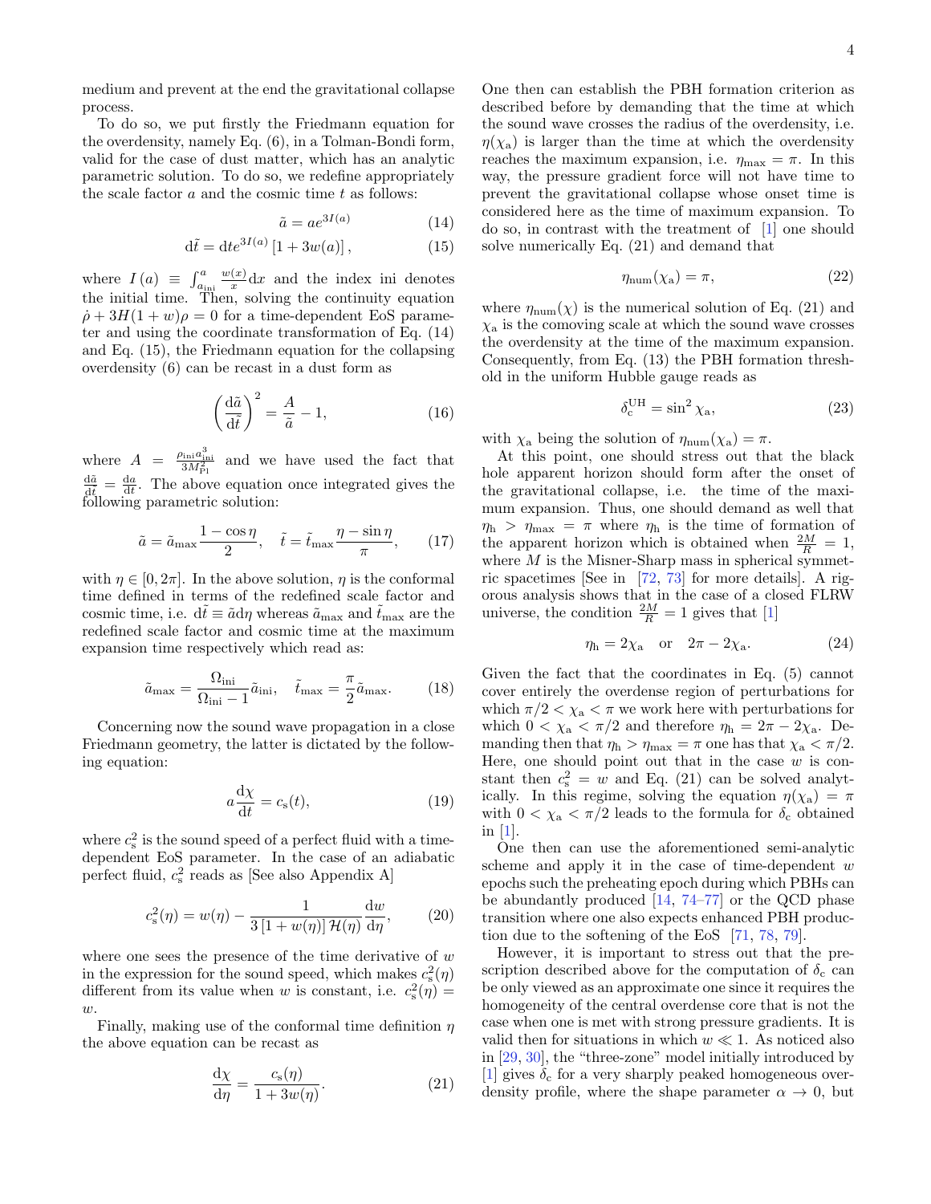medium and prevent at the end the gravitational collapse process.

To do so, we put firstly the Friedmann equation for the overdensity, namely Eq. (6), in a Tolman-Bondi form, valid for the case of dust matter, which has an analytic parametric solution. To do so, we redefine appropriately the scale factor $a$ and the cosmic time $t$ as follows:

$$\tilde{a} = a e^{3I(a)} \tag{14}$$

$$\mathrm{d}\tilde{t} = \mathrm{d}t e^{3I(a)} \left[1 + 3w(a)\right], \tag{15}$$

where $I(a) \equiv \int_{a_{\mathrm{ini}}}^{a} \frac{w(x)}{x}\mathrm{d}x$ and the index ini denotes the initial time. Then, solving the continuity equation $\dot{\rho} + 3H(1+w)\rho = 0$ for a time-dependent EoS parameter and using the coordinate transformation of Eq. (14) and Eq. (15), the Friedmann equation for the collapsing overdensity (6) can be recast in a dust form as

$$\left(\frac{\mathrm{d}\tilde{a}}{\mathrm{d}\tilde{t}}\right)^2 = \frac{A}{\tilde{a}} - 1, \tag{16}$$

where $A = \frac{\rho_{\mathrm{ini}} a^3_{\mathrm{ini}}}{3M^2_{\mathrm{Pl}}}$ and we have used the fact that $\frac{\mathrm{d}\tilde{a}}{\mathrm{d}\tilde{t}} = \frac{\mathrm{d}a}{\mathrm{d}t}$. The above equation once integrated gives the following parametric solution:

$$\tilde{a} = \tilde{a}_{\mathrm{max}}\frac{1-\cos\eta}{2}, \quad \tilde{t} = \tilde{t}_{\mathrm{max}}\frac{\eta - \sin\eta}{\pi}, \tag{17}$$

with $\eta \in [0, 2\pi]$. In the above solution, $\eta$ is the conformal time defined in terms of the redefined scale factor and cosmic time, i.e. $\mathrm{d}\tilde{t} \equiv \tilde{a}\mathrm{d}\eta$ whereas $\tilde{a}_{\mathrm{max}}$ and $\tilde{t}_{\mathrm{max}}$ are the redefined scale factor and cosmic time at the maximum expansion time respectively which read as:

$$\tilde{a}_{\mathrm{max}} = \frac{\Omega_{\mathrm{ini}}}{\Omega_{\mathrm{ini}} - 1}\tilde{a}_{\mathrm{ini}}, \quad \tilde{t}_{\mathrm{max}} = \frac{\pi}{2}\tilde{a}_{\mathrm{max}}. \tag{18}$$

Concerning now the sound wave propagation in a close Friedmann geometry, the latter is dictated by the following equation:

$$a\frac{\mathrm{d}\chi}{\mathrm{d}t} = c_{\mathrm{s}}(t), \tag{19}$$

where $c^2_{\mathrm{s}}$ is the sound speed of a perfect fluid with a time-dependent EoS parameter. In the case of an adiabatic perfect fluid, $c^2_{\mathrm{s}}$ reads as [See also Appendix A]

$$c^2_{\mathrm{s}}(\eta) = w(\eta) - \frac{1}{3\left[1 + w(\eta)\right]\mathcal{H}(\eta)}\frac{\mathrm{d}w}{\mathrm{d}\eta}, \tag{20}$$

where one sees the presence of the time derivative of $w$ in the expression for the sound speed, which makes $c^2_{\mathrm{s}}(\eta)$ different from its value when $w$ is constant, i.e. $c^2_{\mathrm{s}}(\eta) = w$.

Finally, making use of the conformal time definition $\eta$ the above equation can be recast as

$$\frac{\mathrm{d}\chi}{\mathrm{d}\eta} = \frac{c_{\mathrm{s}}(\eta)}{1 + 3w(\eta)}. \tag{21}$$

One then can establish the PBH formation criterion as described before by demanding that the time at which the sound wave crosses the radius of the overdensity, i.e. $\eta(\chi_{\mathrm{a}})$ is larger than the time at which the overdensity reaches the maximum expansion, i.e. $\eta_{\mathrm{max}} = \pi$. In this way, the pressure gradient force will not have time to prevent the gravitational collapse whose onset time is considered here as the time of maximum expansion. To do so, in contrast with the treatment of [1] one should solve numerically Eq. (21) and demand that

$$\eta_{\mathrm{num}}(\chi_{\mathrm{a}}) = \pi, \tag{22}$$

where $\eta_{\mathrm{num}}(\chi)$ is the numerical solution of Eq. (21) and $\chi_{\mathrm{a}}$ is the comoving scale at which the sound wave crosses the overdensity at the time of the maximum expansion. Consequently, from Eq. (13) the PBH formation threshold in the uniform Hubble gauge reads as

$$\delta^{\mathrm{UH}}_{\mathrm{c}} = \sin^2\chi_{\mathrm{a}}, \tag{23}$$

with $\chi_{\mathrm{a}}$ being the solution of $\eta_{\mathrm{num}}(\chi_{\mathrm{a}}) = \pi$.

At this point, one should stress out that the black hole apparent horizon should form after the onset of the gravitational collapse, i.e. the time of the maximum expansion. Thus, one should demand as well that $\eta_{\mathrm{h}} > \eta_{\mathrm{max}} = \pi$ where $\eta_{\mathrm{h}}$ is the time of formation of the apparent horizon which is obtained when $\frac{2M}{R} = 1$, where $M$ is the Misner-Sharp mass in spherical symmetric spacetimes [See in [72, 73] for more details]. A rigorous analysis shows that in the case of a closed FLRW universe, the condition $\frac{2M}{R} = 1$ gives that [1]

$$\eta_{\mathrm{h}} = 2\chi_{\mathrm{a}} \quad \text{or} \quad 2\pi - 2\chi_{\mathrm{a}}. \tag{24}$$

Given the fact that the coordinates in Eq. (5) cannot cover entirely the overdense region of perturbations for which $\pi/2 < \chi_{\mathrm{a}} < \pi$ we work here with perturbations for which $0 < \chi_{\mathrm{a}} < \pi/2$ and therefore $\eta_{\mathrm{h}} = 2\pi - 2\chi_{\mathrm{a}}$. Demanding then that $\eta_{\mathrm{h}} > \eta_{\mathrm{max}} = \pi$ one has that $\chi_{\mathrm{a}} < \pi/2$. Here, one should point out that in the case $w$ is constant then $c^2_{\mathrm{s}} = w$ and Eq. (21) can be solved analytically. In this regime, solving the equation $\eta(\chi_{\mathrm{a}}) = \pi$ with $0 < \chi_{\mathrm{a}} < \pi/2$ leads to the formula for $\delta_{\mathrm{c}}$ obtained in [1].

One then can use the aforementioned semi-analytic scheme and apply it in the case of time-dependent $w$ epochs such the preheating epoch during which PBHs can be abundantly produced [14, 74–77] or the QCD phase transition where one also expects enhanced PBH production due to the softening of the EoS [71, 78, 79].

However, it is important to stress out that the prescription described above for the computation of $\delta_{\mathrm{c}}$ can be only viewed as an approximate one since it requires the homogeneity of the central overdense core that is not the case when one is met with strong pressure gradients. It is valid then for situations in which $w \ll 1$. As noticed also in [29, 30], the "three-zone" model initially introduced by [1] gives $\delta_{\mathrm{c}}$ for a very sharply peaked homogeneous overdensity profile, where the shape parameter $\alpha \to 0$, but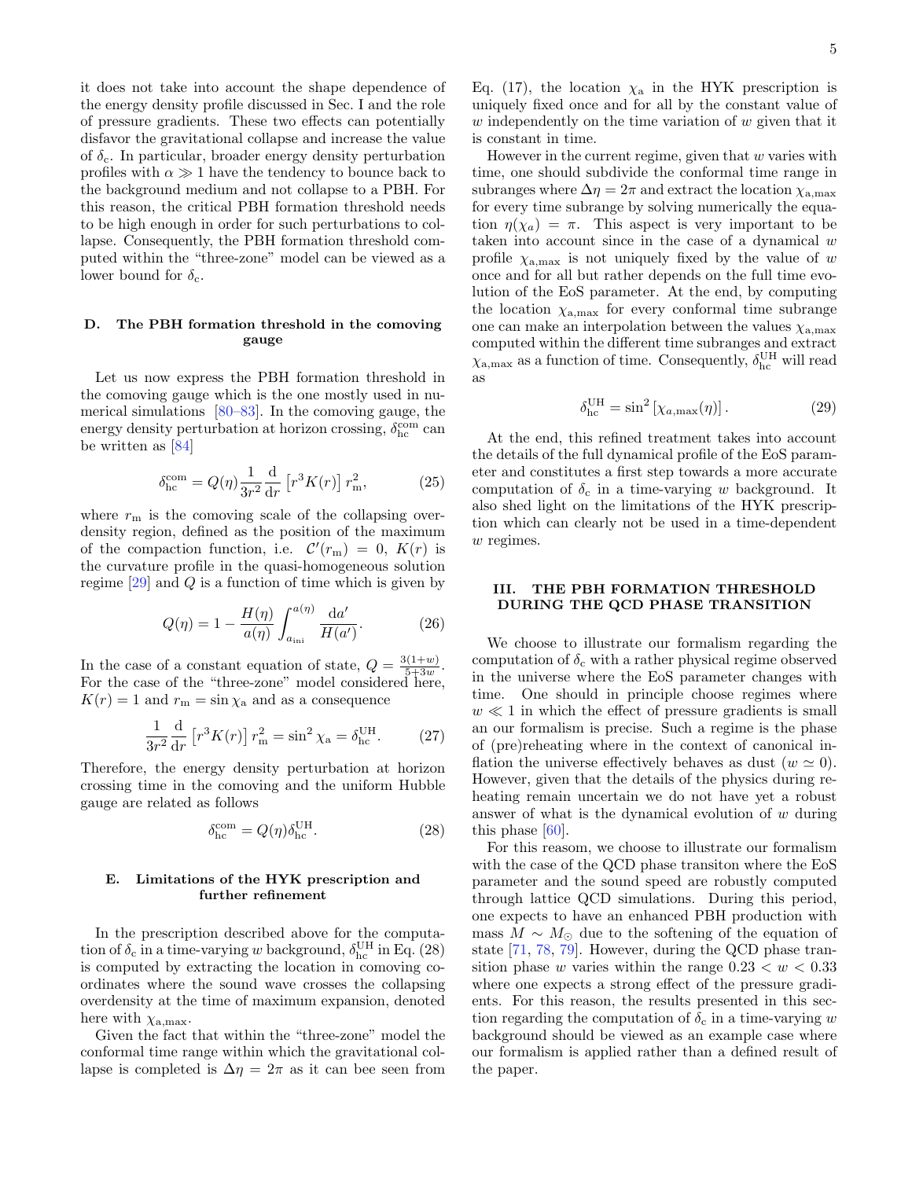it does not take into account the shape dependence of the energy density profile discussed in Sec. I and the role of pressure gradients. These two effects can potentially disfavor the gravitational collapse and increase the value of $\delta_{\rm c}$. In particular, broader energy density perturbation profiles with $\alpha \gg 1$ have the tendency to bounce back to the background medium and not collapse to a PBH. For this reason, the critical PBH formation threshold needs to be high enough in order for such perturbations to collapse. Consequently, the PBH formation threshold computed within the "three-zone" model can be viewed as a lower bound for $\delta_{\rm c}$.

### D. The PBH formation threshold in the comoving gauge

Let us now express the PBH formation threshold in the comoving gauge which is the one mostly used in numerical simulations [80–83]. In the comoving gauge, the energy density perturbation at horizon crossing, $\delta^{\rm com}_{\rm hc}$ can be written as [84]

$$\delta^{\rm com}_{\rm hc} = Q(\eta)\frac{1}{3r^2}\frac{\mathrm{d}}{\mathrm{d}r}\left[r^3K(r)\right]r^2_{\rm m}, \tag{25}$$

where $r_{\rm m}$ is the comoving scale of the collapsing overdensity region, defined as the position of the maximum of the compaction function, i.e. $\mathcal{C}'(r_{\rm m}) = 0$, $K(r)$ is the curvature profile in the quasi-homogeneous solution regime [29] and $Q$ is a function of time which is given by

$$Q(\eta) = 1 - \frac{H(\eta)}{a(\eta)}\int^{a(\eta)}_{a_{\rm ini}}\frac{\mathrm{d}a'}{H(a')}. \tag{26}$$

In the case of a constant equation of state, $Q = \frac{3(1+w)}{5+3w}$. For the case of the "three-zone" model considered here, $K(r) = 1$ and $r_{\rm m} = \sin\chi_{\rm a}$ and as a consequence

$$\frac{1}{3r^2}\frac{\mathrm{d}}{\mathrm{d}r}\left[r^3K(r)\right]r^2_{\rm m} = \sin^2\chi_{\rm a} = \delta^{\rm UH}_{\rm hc}. \tag{27}$$

Therefore, the energy density perturbation at horizon crossing time in the comoving and the uniform Hubble gauge are related as follows

$$\delta^{\rm com}_{\rm hc} = Q(\eta)\delta^{\rm UH}_{\rm hc}. \tag{28}$$

### E. Limitations of the HYK prescription and further refinement

In the prescription described above for the computation of $\delta_{\rm c}$ in a time-varying $w$ background, $\delta^{\rm UH}_{\rm hc}$ in Eq. (28) is computed by extracting the location in comoving coordinates where the sound wave crosses the collapsing overdensity at the time of maximum expansion, denoted here with $\chi_{\rm a,max}$.

Given the fact that within the "three-zone" model the conformal time range within which the gravitational collapse is completed is $\Delta\eta = 2\pi$ as it can bee seen from Eq. (17), the location $\chi_{\rm a}$ in the HYK prescription is uniquely fixed once and for all by the constant value of $w$ independently on the time variation of $w$ given that it is constant in time.

However in the current regime, given that $w$ varies with time, one should subdivide the conformal time range in subranges where $\Delta\eta = 2\pi$ and extract the location $\chi_{\rm a,max}$ for every time subrange by solving numerically the equation $\eta(\chi_a) = \pi$. This aspect is very important to be taken into account since in the case of a dynamical $w$ profile $\chi_{\rm a,max}$ is not uniquely fixed by the value of $w$ once and for all but rather depends on the full time evolution of the EoS parameter. At the end, by computing the location $\chi_{\rm a,max}$ for every conformal time subrange one can make an interpolation between the values $\chi_{\rm a,max}$ computed within the different time subranges and extract $\chi_{\rm a,max}$ as a function of time. Consequently, $\delta^{\rm UH}_{\rm hc}$ will read as

$$\delta^{\rm UH}_{\rm hc} = \sin^2\left[\chi_{a,\rm max}(\eta)\right]. \tag{29}$$

At the end, this refined treatment takes into account the details of the full dynamical profile of the EoS parameter and constitutes a first step towards a more accurate computation of $\delta_{\rm c}$ in a time-varying $w$ background. It also shed light on the limitations of the HYK prescription which can clearly not be used in a time-dependent $w$ regimes.

## III. THE PBH FORMATION THRESHOLD DURING THE QCD PHASE TRANSITION

We choose to illustrate our formalism regarding the computation of $\delta_{\rm c}$ with a rather physical regime observed in the universe where the EoS parameter changes with time. One should in principle choose regimes where $w \ll 1$ in which the effect of pressure gradients is small an our formalism is precise. Such a regime is the phase of (pre)reheating where in the context of canonical inflation the universe effectively behaves as dust ($w \simeq 0$). However, given that the details of the physics during reheating remain uncertain we do not have yet a robust answer of what is the dynamical evolution of $w$ during this phase [60].

For this reasom, we choose to illustrate our formalism with the case of the QCD phase transiton where the EoS parameter and the sound speed are robustly computed through lattice QCD simulations. During this period, one expects to have an enhanced PBH production with mass $M \sim M_\odot$ due to the softening of the equation of state [71, 78, 79]. However, during the QCD phase transition phase $w$ varies within the range $0.23 < w < 0.33$ where one expects a strong effect of the pressure gradients. For this reason, the results presented in this section regarding the computation of $\delta_{\rm c}$ in a time-varying $w$ background should be viewed as an example case where our formalism is applied rather than a defined result of the paper.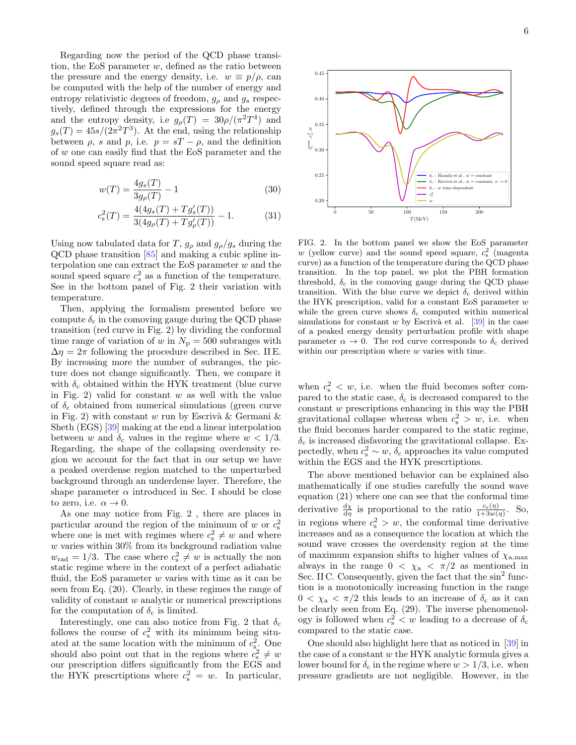Regarding now the period of the QCD phase transition, the EoS parameter $w$, defined as the ratio between the pressure and the energy density, i.e. $w \equiv p/\rho$, can be computed with the help of the number of energy and entropy relativistic degrees of freedom, $g_\rho$ and $g_s$ respectively, defined through the expressions for the energy and the entropy density, i.e $g_\rho(T) = 30\rho/(\pi^2 T^4)$ and $g_s(T) = 45s/(2\pi^2 T^3)$. At the end, using the relationship between $\rho$, $s$ and $p$, i.e. $p = sT - \rho$, and the definition of $w$ one can easily find that the EoS parameter and the sound speed square read as:

$$w(T) = \frac{4g_s(T)}{3g_\rho(T)} - 1 \tag{30}$$

$$c_s^2(T) = \frac{4(4g_s(T) + Tg_s'(T))}{3(4g_\rho(T) + Tg_\rho'(T))} - 1. \tag{31}$$

Using now tabulated data for $T$, $g_\rho$ and $g_\rho/g_s$ during the QCD phase transition [85] and making a cubic spline interpolation one can extract the EoS parameter $w$ and the sound speed square $c_s^2$ as a function of the temperature. See in the bottom panel of Fig. 2 their variation with temperature.

Then, applying the formalism presented before we compute $\delta_c$ in the comoving gauge during the QCD phase transition (red curve in Fig. 2) by dividing the conformal time range of variation of $w$ in $N_p = 500$ subranges with $\Delta\eta = 2\pi$ following the procedure described in Sec. II E. By increasing more the number of subranges, the picture does not change significantly. Then, we compare it with $\delta_c$ obtained within the HYK treatment (blue curve in Fig. 2) valid for constant $w$ as well with the value of $\delta_c$ obtained from numerical simulations (green curve in Fig. 2) with constant $w$ run by Escrivà & Germani & Sheth (EGS) [39] making at the end a linear interpolation between $w$ and $\delta_c$ values in the regime where $w < 1/3$. Regarding, the shape of the collapsing overdensity region we account for the fact that in our setup we have a peaked overdense region matched to the unperturbed background through an underdense layer. Therefore, the shape parameter $\alpha$ introduced in Sec. I should be close to zero, i.e. $\alpha \to 0$.

As one may notice from Fig. 2 , there are places in particular around the region of the minimum of $w$ or $c_s^2$ where one is met with regimes where $c_s^2 \neq w$ and where $w$ varies within 30% from its background radiation value $w_{\rm rad} = 1/3$. The case where $c_s^2 \neq w$ is actually the non static regime where in the context of a perfect adiabatic fluid, the EoS parameter $w$ varies with time as it can be seen from Eq. (20). Clearly, in these regimes the range of validity of constant $w$ analytic or numerical prescriptions for the computation of $\delta_c$ is limited.

Interestingly, one can also notice from Fig. 2 that $\delta_c$ follows the course of $c_s^2$ with its minimum being situated at the same location with the minimum of $c_s^2$. One should also point out that in the regions where $c_s^2 \neq w$ our prescription differs significantly from the EGS and the HYK prescrtiptions where $c_s^2 = w$. In particular, when $c_s^2 < w$, i.e. when the fluid becomes softer compared to the static case, $\delta_c$ is decreased compared to the constant $w$ prescriptions enhancing in this way the PBH gravitational collapse whereas when $c_s^2 > w$, i.e. when the fluid becomes harder compared to the static regime, $\delta_c$ is increased disfavoring the gravitational collapse. Expectedly, when $c_s^2 \sim w$, $\delta_c$ approaches its value computed within the EGS and the HYK prescrtiptions.

FIG. 2. In the bottom panel we show the EoS parameter $w$ (yellow curve) and the sound speed square, $c_s^2$ (magenta curve) as a function of the temperature during the QCD phase transition. In the top panel, we plot the PBH formation threshold, $\delta_c$ in the comoving gauge during the QCD phase transition. With the blue curve we depict $\delta_c$ derived within the HYK prescription, valid for a constant EoS parameter $w$ while the green curve shows $\delta_c$ computed within numerical simulations for constant $w$ by Escrivà et al. [39] in the case of a peaked energy density perturbation profile with shape parameter $\alpha \to 0$. The red curve corresponds to $\delta_c$ derived within our prescription where $w$ varies with time.

The above mentioned behavior can be explained also mathematically if one studies carefully the sound wave equation (21) where one can see that the conformal time derivative $\frac{\mathrm{d}\chi}{\mathrm{d}\eta}$ is proportional to the ratio $\frac{c_s(\eta)}{1+3w(\eta)}$. So, in regions where $c_s^2 > w$, the conformal time derivative increases and as a consequence the location at which the sound wave crosses the overdensity region at the time of maximum expansion shifts to higher values of $\chi_{\rm a,max}$ always in the range $0 < \chi_{\rm a} < \pi/2$ as mentioned in Sec. II C. Consequently, given the fact that the $\sin^2$ function is a monotonically increasing function in the range $0 < \chi_{\rm a} < \pi/2$ this leads to an increase of $\delta_c$ as it can be clearly seen from Eq. (29). The inverse phenomenology is followed when $c_s^2 < w$ leading to a decrease of $\delta_c$ compared to the static case.

One should also highlight here that as noticed in [39] in the case of a constant $w$ the HYK analytic formula gives a lower bound for $\delta_c$ in the regime where $w > 1/3$, i.e. when pressure gradients are not negligible. However, in the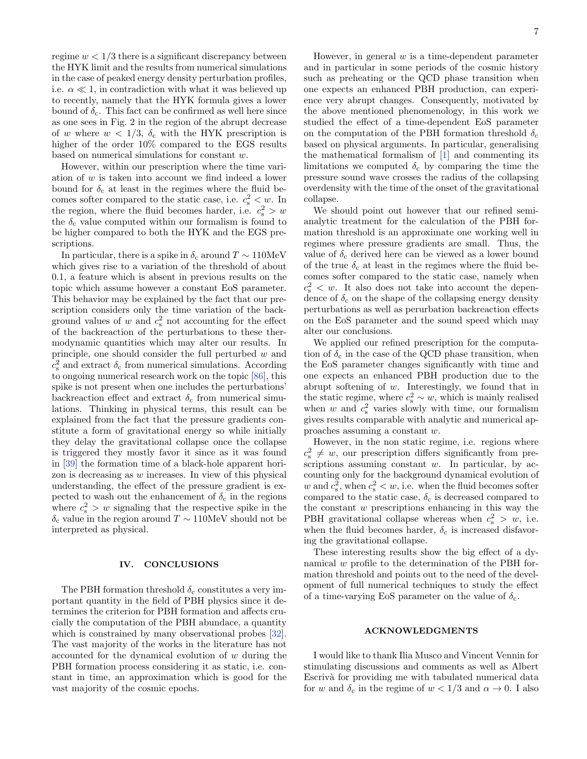regime $w < 1/3$ there is a significant discrepancy between the HYK limit and the results from numerical simulations in the case of peaked energy density perturbation profiles, i.e. $\alpha \ll 1$, in contradiction with what it was believed up to recently, namely that the HYK formula gives a lower bound of $\delta_{\rm c}$. This fact can be confirmed as well here since as one sees in Fig. 2 in the region of the abrupt decrease of $w$ where $w < 1/3$, $\delta_{\rm c}$ with the HYK prescription is higher of the order 10% compared to the EGS results based on numerical simulations for constant $w$.

However, within our prescription where the time variation of $w$ is taken into account we find indeed a lower bound for $\delta_{\rm c}$ at least in the regimes where the fluid becomes softer compared to the static case, i.e. $c_{\rm s}^2 < w$. In the region, where the fluid becomes harder, i.e. $c_{\rm s}^2 > w$ the $\delta_{\rm c}$ value computed within our formalism is found to be higher compared to both the HYK and the EGS prescriptions.

In particular, there is a spike in $\delta_{\rm c}$ around $T \sim 110\mathrm{MeV}$ which gives rise to a variation of the threshold of about 0.1, a feature which is absent in previous results on the topic which assume however a constant EoS parameter. This behavior may be explained by the fact that our prescription considers only the time variation of the background values of $w$ and $c_{\rm s}^2$ not accounting for the effect of the backreaction of the perturbations to these thermodynamic quantities which may alter our results. In principle, one should consider the full perturbed $w$ and $c_{\rm s}^2$ and extract $\delta_{\rm c}$ from numerical simulations. According to ongoing numerical research work on the topic [86], this spike is not present when one includes the perturbations' backreaction effect and extract $\delta_{\rm c}$ from numerical simulations. Thinking in physical terms, this result can be explained from the fact that the pressure gradients constitute a form of gravitational energy so while initially they delay the gravitational collapse once the collapse is triggered they mostly favor it since as it was found in [39] the formation time of a black-hole apparent horizon is decreasing as $w$ increases. In view of this physical understanding, the effect of the pressure gradient is expected to wash out the enhancement of $\delta_{\rm c}$ in the regions where $c_{\rm s}^2 > w$ signaling that the respective spike in the $\delta_{\rm c}$ value in the region around $T \sim 110\mathrm{MeV}$ should not be interpreted as physical.

## IV. CONCLUSIONS

The PBH formation threshold $\delta_{\rm c}$ constitutes a very important quantity in the field of PBH physics since it determines the criterion for PBH formation and affects crucially the computation of the PBH abundace, a quantity which is constrained by many observational probes [32]. The vast majority of the works in the literature has not accounted for the dynamical evolution of $w$ during the PBH formation process considering it as static, i.e. constant in time, an approximation which is good for the vast majority of the cosmic epochs.

However, in general $w$ is a time-dependent parameter and in particular in some periods of the cosmic history such as preheating or the QCD phase transition when one expects an enhanced PBH production, can experience very abrupt changes. Consequently, motivated by the above mentioned phenomenology, in this work we studied the effect of a time-dependent EoS parameter on the computation of the PBH formation threshold $\delta_{\rm c}$ based on physical arguments. In particular, generalising the mathematical formalism of [1] and commenting its limitations we computed $\delta_{\rm c}$ by comparing the time the pressure sound wave crosses the radius of the collapsing overdensity with the time of the onset of the gravitational collapse.

We should point out however that our refined semi-analytic treatment for the calculation of the PBH formation threshold is an approximate one working well in regimes where pressure gradients are small. Thus, the value of $\delta_{\rm c}$ derived here can be viewed as a lower bound of the true $\delta_{\rm c}$ at least in the regimes where the fluid becomes softer compared to the static case, namely when $c_{\rm s}^2 < w$. It also does not take into account the dependence of $\delta_{\rm c}$ on the shape of the collapsing energy density perturbations as well as perurbation backreaction effects on the EoS parameter and the sound speed which may alter our conclusions.

We applied our refined prescription for the computation of $\delta_{\rm c}$ in the case of the QCD phase transition, when the EoS parameter changes significantly with time and one expects an enhanced PBH production due to the abrupt softening of $w$. Interestingly, we found that in the static regime, where $c_{\rm s}^2 \sim w$, which is mainly realised when $w$ and $c_{\rm s}^2$ varies slowly with time, our formalism gives results comparable with analytic and numerical approaches assuming a constant $w$.

However, in the non static regime, i.e. regions where $c_{\rm s}^2 \neq w$, our prescription differs significantly from prescriptions assuming constant $w$. In particular, by accounting only for the background dynamical evolution of $w$ and $c_{\rm s}^2$, when $c_{\rm s}^2 < w$, i.e. when the fluid becomes softer compared to the static case, $\delta_{\rm c}$ is decreased compared to the constant $w$ prescriptions enhancing in this way the PBH gravitational collapse whereas when $c_{\rm s}^2 > w$, i.e. when the fluid becomes harder, $\delta_{\rm c}$ is increased disfavoring the gravitational collapse.

These interesting results show the big effect of a dynamical $w$ profile to the determination of the PBH formation threshold and points out to the need of the development of full numerical techniques to study the effect of a time-varying EoS parameter on the value of $\delta_{\rm c}$.

## ACKNOWLEDGMENTS

I would like to thank Ilia Musco and Vincent Vennin for stimulating discussions and comments as well as Albert Escrivà for providing me with tabulated numerical data for $w$ and $\delta_{\rm c}$ in the regime of $w < 1/3$ and $\alpha \to 0$. I also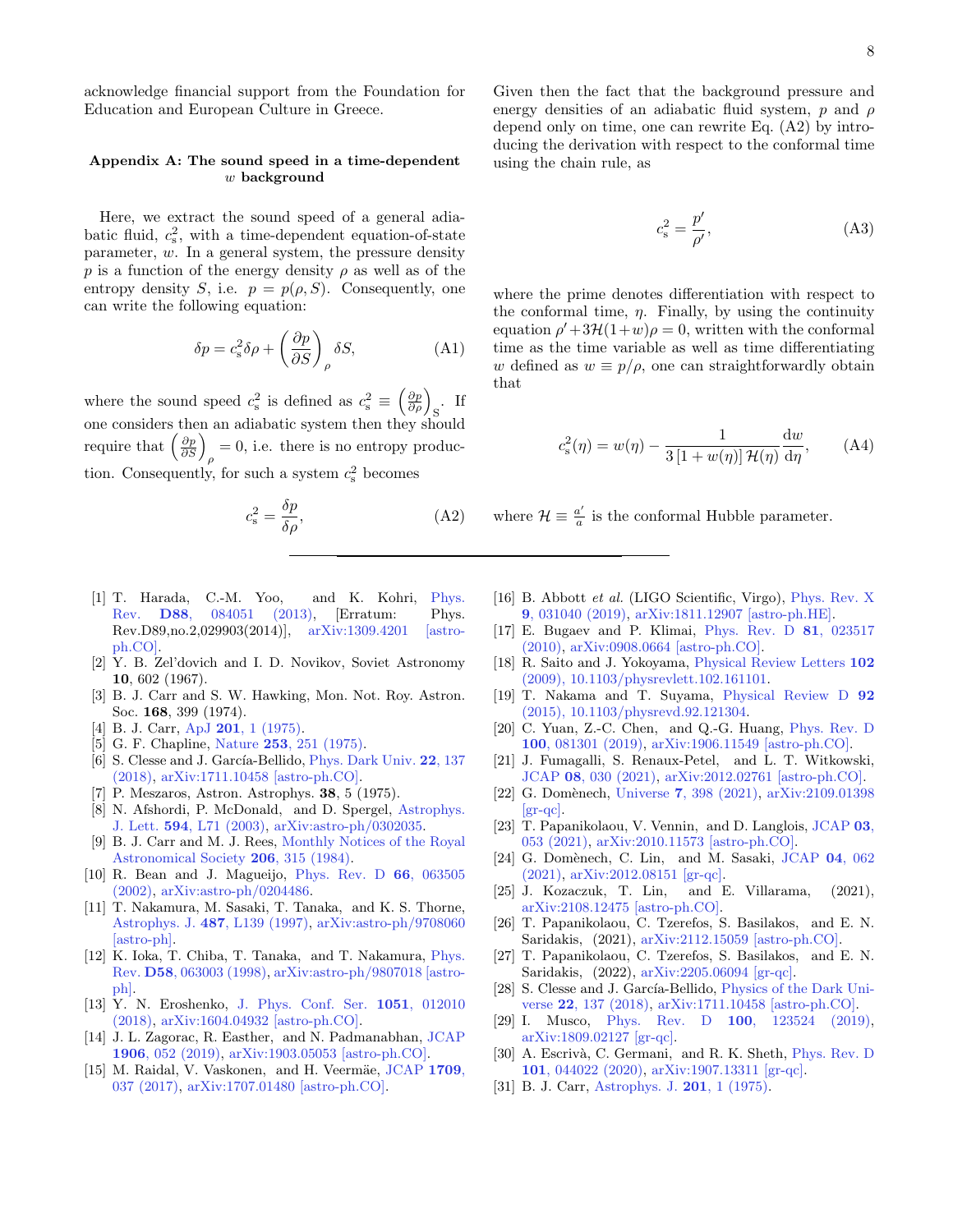acknowledge financial support from the Foundation for Education and European Culture in Greece.

## Appendix A: The sound speed in a time-dependent $w$ background

Here, we extract the sound speed of a general adiabatic fluid, $c_\mathrm{s}^2$, with a time-dependent equation-of-state parameter, $w$. In a general system, the pressure density $p$ is a function of the energy density $\rho$ as well as of the entropy density $S$, i.e. $p = p(\rho, S)$. Consequently, one can write the following equation:

$$\delta p = c_\mathrm{s}^2 \delta\rho + \left(\frac{\partial p}{\partial S}\right)_\rho \delta S, \tag{A1}$$

where the sound speed $c_\mathrm{s}^2$ is defined as $c_\mathrm{s}^2 \equiv \left(\frac{\partial p}{\partial \rho}\right)_\mathrm{S}$. If one considers then an adiabatic system then they should require that $\left(\frac{\partial p}{\partial S}\right)_\rho = 0$, i.e. there is no entropy production. Consequently, for such a system $c_\mathrm{s}^2$ becomes

$$c_\mathrm{s}^2 = \frac{\delta p}{\delta \rho}, \tag{A2}$$

Given then the fact that the background pressure and energy densities of an adiabatic fluid system, $p$ and $\rho$ depend only on time, one can rewrite Eq. (A2) by introducing the derivation with respect to the conformal time using the chain rule, as

$$c_\mathrm{s}^2 = \frac{p'}{\rho'}, \tag{A3}$$

where the prime denotes differentiation with respect to the conformal time, $\eta$. Finally, by using the continuity equation $\rho' + 3\mathcal{H}(1+w)\rho = 0$, written with the conformal time as the time variable as well as time differentiating $w$ defined as $w \equiv p/\rho$, one can straightforwardly obtain that

$$c_\mathrm{s}^2(\eta) = w(\eta) - \frac{1}{3\left[1+w(\eta)\right]\mathcal{H}(\eta)}\frac{\mathrm{d}w}{\mathrm{d}\eta}, \tag{A4}$$

where $\mathcal{H} \equiv \frac{a'}{a}$ is the conformal Hubble parameter.

---

[1] T. Harada, C.-M. Yoo, and K. Kohri, Phys. Rev. **D88**, 084051 (2013), [Erratum: Phys. Rev.D89,no.2,029903(2014)], arXiv:1309.4201 [astro-ph.CO].

[2] Y. B. Zel'dovich and I. D. Novikov, Soviet Astronomy **10**, 602 (1967).

[3] B. J. Carr and S. W. Hawking, Mon. Not. Roy. Astron. Soc. **168**, 399 (1974).

[4] B. J. Carr, ApJ **201**, 1 (1975).

[5] G. F. Chapline, Nature **253**, 251 (1975).

[6] S. Clesse and J. García-Bellido, Phys. Dark Univ. **22**, 137 (2018), arXiv:1711.10458 [astro-ph.CO].

[7] P. Meszaros, Astron. Astrophys. **38**, 5 (1975).

[8] N. Afshordi, P. McDonald, and D. Spergel, Astrophys. J. Lett. **594**, L71 (2003), arXiv:astro-ph/0302035.

[9] B. J. Carr and M. J. Rees, Monthly Notices of the Royal Astronomical Society **206**, 315 (1984).

[10] R. Bean and J. Magueijo, Phys. Rev. D **66**, 063505 (2002), arXiv:astro-ph/0204486.

[11] T. Nakamura, M. Sasaki, T. Tanaka, and K. S. Thorne, Astrophys. J. **487**, L139 (1997), arXiv:astro-ph/9708060 [astro-ph].

[12] K. Ioka, T. Chiba, T. Tanaka, and T. Nakamura, Phys. Rev. **D58**, 063003 (1998), arXiv:astro-ph/9807018 [astro-ph].

[13] Y. N. Eroshenko, J. Phys. Conf. Ser. **1051**, 012010 (2018), arXiv:1604.04932 [astro-ph.CO].

[14] J. L. Zagorac, R. Easther, and N. Padmanabhan, JCAP **1906**, 052 (2019), arXiv:1903.05053 [astro-ph.CO].

[15] M. Raidal, V. Vaskonen, and H. Veermäe, JCAP **1709**, 037 (2017), arXiv:1707.01480 [astro-ph.CO].

[16] B. Abbott *et al.* (LIGO Scientific, Virgo), Phys. Rev. X **9**, 031040 (2019), arXiv:1811.12907 [astro-ph.HE].

[17] E. Bugaev and P. Klimai, Phys. Rev. D **81**, 023517 (2010), arXiv:0908.0664 [astro-ph.CO].

[18] R. Saito and J. Yokoyama, Physical Review Letters **102** (2009), 10.1103/physrevlett.102.161101.

[19] T. Nakama and T. Suyama, Physical Review D **92** (2015), 10.1103/physrevd.92.121304.

[20] C. Yuan, Z.-C. Chen, and Q.-G. Huang, Phys. Rev. D **100**, 081301 (2019), arXiv:1906.11549 [astro-ph.CO].

[21] J. Fumagalli, S. Renaux-Petel, and L. T. Witkowski, JCAP **08**, 030 (2021), arXiv:2012.02761 [astro-ph.CO].

[22] G. Domènech, Universe **7**, 398 (2021), arXiv:2109.01398 [gr-qc].

[23] T. Papanikolaou, V. Vennin, and D. Langlois, JCAP **03**, 053 (2021), arXiv:2010.11573 [astro-ph.CO].

[24] G. Domènech, C. Lin, and M. Sasaki, JCAP **04**, 062 (2021), arXiv:2012.08151 [gr-qc].

[25] J. Kozaczuk, T. Lin, and E. Villarama, (2021), arXiv:2108.12475 [astro-ph.CO].

[26] T. Papanikolaou, C. Tzerefos, S. Basilakos, and E. N. Saridakis, (2021), arXiv:2112.15059 [astro-ph.CO].

[27] T. Papanikolaou, C. Tzerefos, S. Basilakos, and E. N. Saridakis, (2022), arXiv:2205.06094 [gr-qc].

[28] S. Clesse and J. García-Bellido, Physics of the Dark Universe **22**, 137 (2018), arXiv:1711.10458 [astro-ph.CO].

[29] I. Musco, Phys. Rev. D **100**, 123524 (2019), arXiv:1809.02127 [gr-qc].

[30] A. Escrivà, C. Germani, and R. K. Sheth, Phys. Rev. D **101**, 044022 (2020), arXiv:1907.13311 [gr-qc].

[31] B. J. Carr, Astrophys. J. **201**, 1 (1975).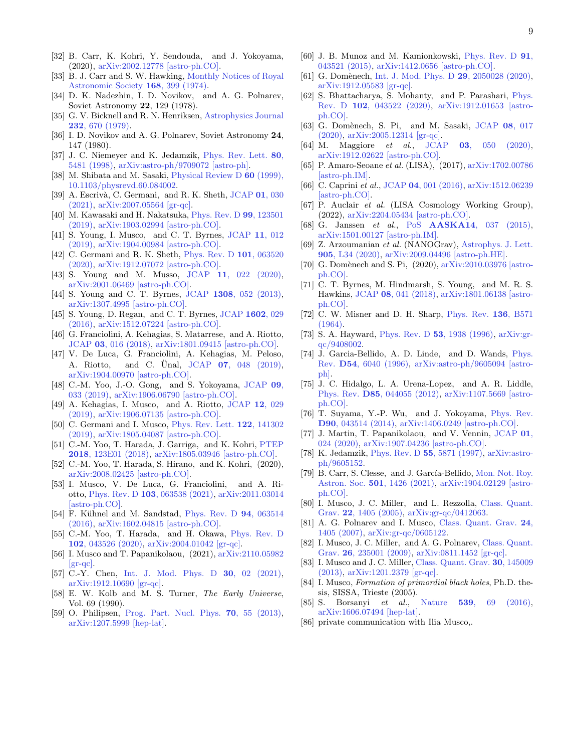[32] B. Carr, K. Kohri, Y. Sendouda, and J. Yokoyama, (2020), arXiv:2002.12778 [astro-ph.CO].

[33] B. J. Carr and S. W. Hawking, Monthly Notices of Royal Astronomic Society **168**, 399 (1974).

[34] D. K. Nadezhin, I. D. Novikov, and A. G. Polnarev, Soviet Astronomy **22**, 129 (1978).

[35] G. V. Bicknell and R. N. Henriksen, Astrophysics Journal **232**, 670 (1979).

[36] I. D. Novikov and A. G. Polnarev, Soviet Astronomy **24**, 147 (1980).

[37] J. C. Niemeyer and K. Jedamzik, Phys. Rev. Lett. **80**, 5481 (1998), arXiv:astro-ph/9709072 [astro-ph].

[38] M. Shibata and M. Sasaki, Physical Review D **60** (1999), 10.1103/physrevd.60.084002.

[39] A. Escrivà, C. Germani, and R. K. Sheth, JCAP **01**, 030 (2021), arXiv:2007.05564 [gr-qc].

[40] M. Kawasaki and H. Nakatsuka, Phys. Rev. D **99**, 123501 (2019), arXiv:1903.02994 [astro-ph.CO].

[41] S. Young, I. Musco, and C. T. Byrnes, JCAP **11**, 012 (2019), arXiv:1904.00984 [astro-ph.CO].

[42] C. Germani and R. K. Sheth, Phys. Rev. D **101**, 063520 (2020), arXiv:1912.07072 [astro-ph.CO].

[43] S. Young and M. Musso, JCAP **11**, 022 (2020), arXiv:2001.06469 [astro-ph.CO].

[44] S. Young and C. T. Byrnes, JCAP **1308**, 052 (2013), arXiv:1307.4995 [astro-ph.CO].

[45] S. Young, D. Regan, and C. T. Byrnes, JCAP **1602**, 029 (2016), arXiv:1512.07224 [astro-ph.CO].

[46] G. Franciolini, A. Kehagias, S. Matarrese, and A. Riotto, JCAP **03**, 016 (2018), arXiv:1801.09415 [astro-ph.CO].

[47] V. De Luca, G. Franciolini, A. Kehagias, M. Peloso, A. Riotto, and C. Ünal, JCAP **07**, 048 (2019), arXiv:1904.00970 [astro-ph.CO].

[48] C.-M. Yoo, J.-O. Gong, and S. Yokoyama, JCAP **09**, 033 (2019), arXiv:1906.06790 [astro-ph.CO].

[49] A. Kehagias, I. Musco, and A. Riotto, JCAP **12**, 029 (2019), arXiv:1906.07135 [astro-ph.CO].

[50] C. Germani and I. Musco, Phys. Rev. Lett. **122**, 141302 (2019), arXiv:1805.04087 [astro-ph.CO].

[51] C.-M. Yoo, T. Harada, J. Garriga, and K. Kohri, PTEP **2018**, 123E01 (2018), arXiv:1805.03946 [astro-ph.CO].

[52] C.-M. Yoo, T. Harada, S. Hirano, and K. Kohri, (2020), arXiv:2008.02425 [astro-ph.CO].

[53] I. Musco, V. De Luca, G. Franciolini, and A. Riotto, Phys. Rev. D **103**, 063538 (2021), arXiv:2011.03014 [astro-ph.CO].

[54] F. Kühnel and M. Sandstad, Phys. Rev. D **94**, 063514 (2016), arXiv:1602.04815 [astro-ph.CO].

[55] C.-M. Yoo, T. Harada, and H. Okawa, Phys. Rev. D **102**, 043526 (2020), arXiv:2004.01042 [gr-qc].

[56] I. Musco and T. Papanikolaou, (2021), arXiv:2110.05982 [gr-qc].

[57] C.-Y. Chen, Int. J. Mod. Phys. D **30**, 02 (2021), arXiv:1912.10690 [gr-qc].

[58] E. W. Kolb and M. S. Turner, *The Early Universe*, Vol. 69 (1990).

[59] O. Philipsen, Prog. Part. Nucl. Phys. **70**, 55 (2013), arXiv:1207.5999 [hep-lat].

[60] J. B. Munoz and M. Kamionkowski, Phys. Rev. D **91**, 043521 (2015), arXiv:1412.0656 [astro-ph.CO].

[61] G. Domènech, Int. J. Mod. Phys. D **29**, 2050028 (2020), arXiv:1912.05583 [gr-qc].

[62] S. Bhattacharya, S. Mohanty, and P. Parashari, Phys. Rev. D **102**, 043522 (2020), arXiv:1912.01653 [astro-ph.CO].

[63] G. Domènech, S. Pi, and M. Sasaki, JCAP **08**, 017 (2020), arXiv:2005.12314 [gr-qc].

[64] M. Maggiore *et al.*, JCAP **03**, 050 (2020), arXiv:1912.02622 [astro-ph.CO].

[65] P. Amaro-Seoane *et al.* (LISA), (2017), arXiv:1702.00786 [astro-ph.IM].

[66] C. Caprini *et al.*, JCAP **04**, 001 (2016), arXiv:1512.06239 [astro-ph.CO].

[67] P. Auclair *et al.* (LISA Cosmology Working Group), (2022), arXiv:2204.05434 [astro-ph.CO].

[68] G. Janssen *et al.*, PoS **AASKA14**, 037 (2015), arXiv:1501.00127 [astro-ph.IM].

[69] Z. Arzoumanian *et al.* (NANOGrav), Astrophys. J. Lett. **905**, L34 (2020), arXiv:2009.04496 [astro-ph.HE].

[70] G. Domènech and S. Pi, (2020), arXiv:2010.03976 [astro-ph.CO].

[71] C. T. Byrnes, M. Hindmarsh, S. Young, and M. R. S. Hawkins, JCAP **08**, 041 (2018), arXiv:1801.06138 [astro-ph.CO].

[72] C. W. Misner and D. H. Sharp, Phys. Rev. **136**, B571 (1964).

[73] S. A. Hayward, Phys. Rev. D **53**, 1938 (1996), arXiv:gr-qc/9408002.

[74] J. Garcia-Bellido, A. D. Linde, and D. Wands, Phys. Rev. **D54**, 6040 (1996), arXiv:astro-ph/9605094 [astro-ph].

[75] J. C. Hidalgo, L. A. Urena-Lopez, and A. R. Liddle, Phys. Rev. **D85**, 044055 (2012), arXiv:1107.5669 [astro-ph.CO].

[76] T. Suyama, Y.-P. Wu, and J. Yokoyama, Phys. Rev. **D90**, 043514 (2014), arXiv:1406.0249 [astro-ph.CO].

[77] J. Martin, T. Papanikolaou, and V. Vennin, JCAP **01**, 024 (2020), arXiv:1907.04236 [astro-ph.CO].

[78] K. Jedamzik, Phys. Rev. D **55**, 5871 (1997), arXiv:astro-ph/9605152.

[79] B. Carr, S. Clesse, and J. García-Bellido, Mon. Not. Roy. Astron. Soc. **501**, 1426 (2021), arXiv:1904.02129 [astro-ph.CO].

[80] I. Musco, J. C. Miller, and L. Rezzolla, Class. Quant. Grav. **22**, 1405 (2005), arXiv:gr-qc/0412063.

[81] A. G. Polnarev and I. Musco, Class. Quant. Grav. **24**, 1405 (2007), arXiv:gr-qc/0605122.

[82] I. Musco, J. C. Miller, and A. G. Polnarev, Class. Quant. Grav. **26**, 235001 (2009), arXiv:0811.1452 [gr-qc].

[83] I. Musco and J. C. Miller, Class. Quant. Grav. **30**, 145009 (2013), arXiv:1201.2379 [gr-qc].

[84] I. Musco, *Formation of primordial black holes*, Ph.D. thesis, SISSA, Trieste (2005).

[85] S. Borsanyi *et al.*, Nature **539**, 69 (2016), arXiv:1606.07494 [hep-lat].

[86] private communication with Ilia Musco,.